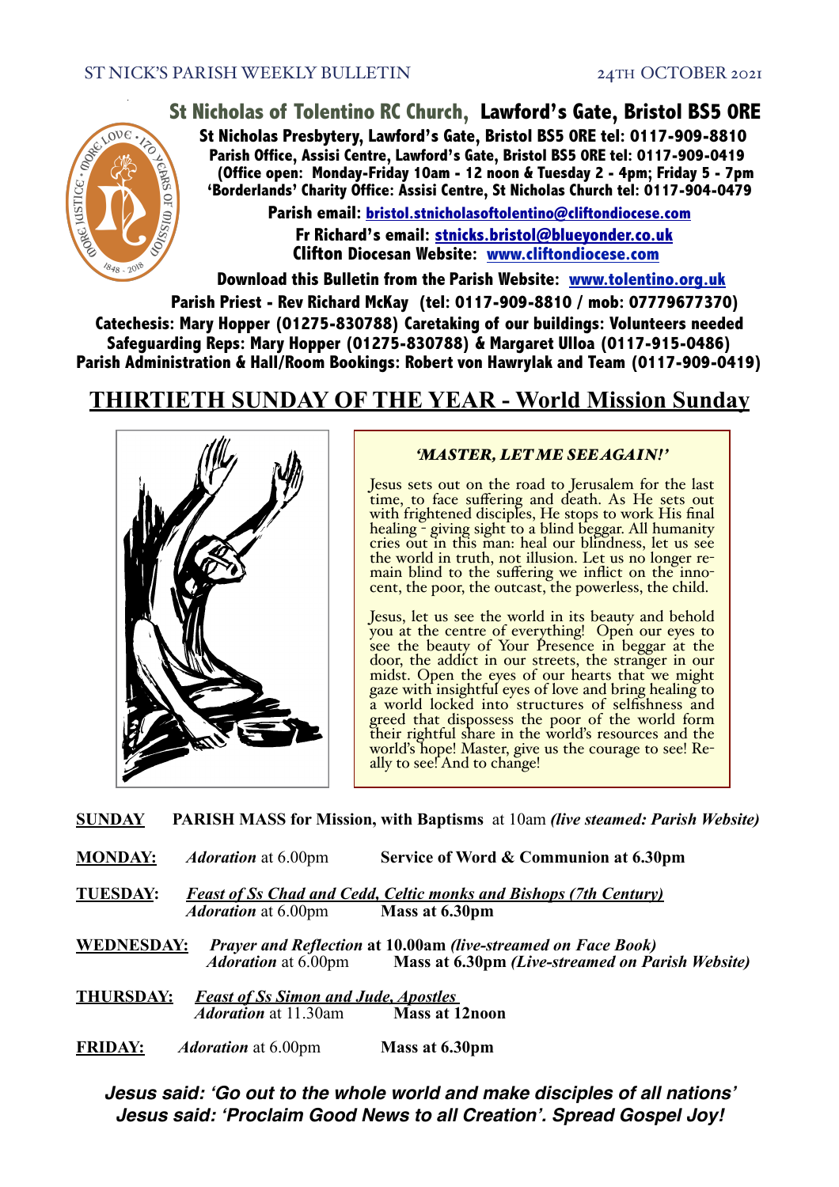# St Nicholas of Tolentino RC Church, Lawford's Gate, Bristol BS5 0RE

**St Nicholas Presbytery, Lawford's Gate, Bristol BS5 0RE tel: 0117-909-8810**
**Parish Office, Assisi Centre, Lawford's Gate, Bristol BS5 0RE tel: 0117-909-0419**
**(Office open: Monday-Friday 10am - 12 noon & Tuesday 2 - 4pm; Friday 5 - 7pm**
**'Borderlands' Charity Office: Assisi Centre, St Nicholas Church tel: 0117-904-0479**

**Parish email: bristol.stnicholasoftolentino@cliftondiocese.com**
**Fr Richard's email: stnicks.bristol@blueyonder.co.uk**
**Clifton Diocesan Website: www.cliftondiocese.com**

**Download this Bulletin from the Parish Website: www.tolentino.org.uk**

**Parish Priest - Rev Richard McKay (tel: 0117-909-8810 / mob: 07779677370)**
**Catechesis: Mary Hopper (01275-830788) Caretaking of our buildings: Volunteers needed**
**Safeguarding Reps: Mary Hopper (01275-830788) & Margaret Ulloa (0117-915-0486)**
**Parish Administration & Hall/Room Bookings: Robert von Hawrylak and Team (0117-909-0419)**

## THIRTIETH SUNDAY OF THE YEAR - World Mission Sunday

### *'MASTER, LET ME SEE AGAIN!'*

Jesus sets out on the road to Jerusalem for the last time, to face suffering and death. As He sets out with frightened disciples, He stops to work His final healing - giving sight to a blind beggar. All humanity cries out in this man: heal our blindness, let us see the world in truth, not illusion. Let us no longer remain blind to the suffering we inflict on the innocent, the poor, the outcast, the powerless, the child.

Jesus, let us see the world in its beauty and behold you at the centre of everything! Open our eyes to see the beauty of Your Presence in beggar at the door, the addict in our streets, the stranger in our midst. Open the eyes of our hearts that we might gaze with insightful eyes of love and bring healing to a world locked into structures of selfishness and greed that dispossess the poor of the world form their rightful share in the world's resources and the world's hope! Master, give us the courage to see! Really to see! And to change!

**SUNDAY** **PARISH MASS for Mission, with Baptisms** at 10am *(live steamed: Parish Website)*

**MONDAY:** *Adoration* at 6.00pm **Service of Word & Communion at 6.30pm**

**TUESDAY:** *Feast of Ss Chad and Cedd, Celtic monks and Bishops (7th Century)*
*Adoration* at 6.00pm **Mass at 6.30pm**

**WEDNESDAY:** *Prayer and Reflection* **at 10.00am** *(live-streamed on Face Book)*
*Adoration* at 6.00pm **Mass at 6.30pm** *(Live-streamed on Parish Website)*

**THURSDAY:** *Feast of Ss Simon and Jude, Apostles*
*Adoration* at 11.30am **Mass at 12noon**

**FRIDAY:** *Adoration* at 6.00pm **Mass at 6.30pm**

***Jesus said: 'Go out to the whole world and make disciples of all nations'***
***Jesus said: 'Proclaim Good News to all Creation'. Spread Gospel Joy!***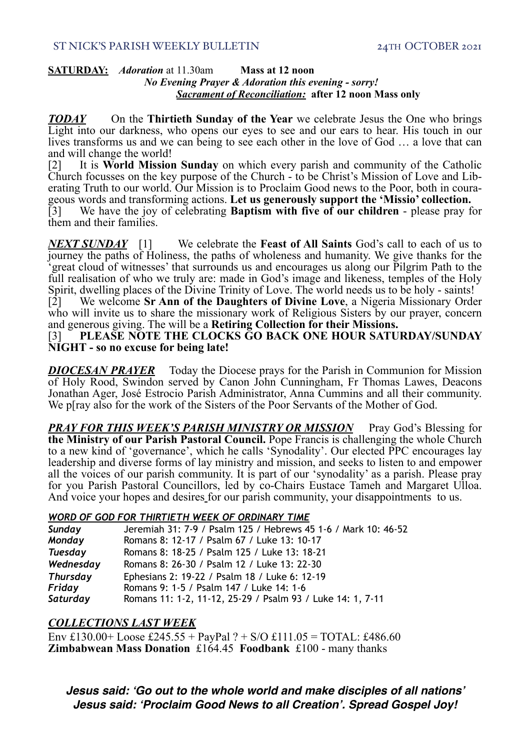**SATURDAY:** *Adoration* at 11.30am **Mass at 12 noon**
***No Evening Prayer & Adoration this evening - sorry!***
***Sacrament of Reconciliation:*** **after 12 noon Mass only**

***TODAY*** On the **Thirtieth Sunday of the Year** we celebrate Jesus the One who brings Light into our darkness, who opens our eyes to see and our ears to hear. His touch in our lives transforms us and we can being to see each other in the love of God … a love that can and will change the world!
[2] It is **World Mission Sunday** on which every parish and community of the Catholic Church focusses on the key purpose of the Church - to be Christ's Mission of Love and Liberating Truth to our world. Our Mission is to Proclaim Good news to the Poor, both in courageous words and transforming actions. **Let us generously support the 'Missio' collection.**
[3] We have the joy of celebrating **Baptism with five of our children** - please pray for them and their families.

***NEXT SUNDAY*** [1] We celebrate the **Feast of All Saints** God's call to each of us to journey the paths of Holiness, the paths of wholeness and humanity. We give thanks for the 'great cloud of witnesses' that surrounds us and encourages us along our Pilgrim Path to the full realisation of who we truly are: made in God's image and likeness, temples of the Holy Spirit, dwelling places of the Divine Trinity of Love. The world needs us to be holy - saints!
[2] We welcome **Sr Ann of the Daughters of Divine Love**, a Nigeria Missionary Order who will invite us to share the missionary work of Religious Sisters by our prayer, concern and generous giving. The will be a **Retiring Collection for their Missions.**
[3] **PLEASE NOTE THE CLOCKS GO BACK ONE HOUR SATURDAY/SUNDAY NIGHT - so no excuse for being late!**

***DIOCESAN PRAYER*** Today the Diocese prays for the Parish in Communion for Mission of Holy Rood, Swindon served by Canon John Cunningham, Fr Thomas Lawes, Deacons Jonathan Ager, José Estrocio Parish Administrator, Anna Cummins and all their community. We p[ray also for the work of the Sisters of the Poor Servants of the Mother of God.

***PRAY FOR THIS WEEK'S PARISH MINISTRY OR MISSION*** Pray God's Blessing for **the Ministry of our Parish Pastoral Council.** Pope Francis is challenging the whole Church to a new kind of 'governance', which he calls 'Synodality'. Our elected PPC encourages lay leadership and diverse forms of lay ministry and mission, and seeks to listen to and empower all the voices of our parish community. It is part of our 'synodality' as a parish. Please pray for you Parish Pastoral Councillors, led by co-Chairs Eustace Tameh and Margaret Ulloa. And voice your hopes and desires for our parish community, your disappointments to us.

***WORD OF GOD FOR THIRTIETH WEEK OF ORDINARY TIME***

| | |
|---|---|
| *Sunday* | Jeremiah 31: 7-9 / Psalm 125 / Hebrews 45 1-6 / Mark 10: 46-52 |
| *Monday* | Romans 8: 12-17 / Psalm 67 / Luke 13: 10-17 |
| *Tuesday* | Romans 8: 18-25 / Psalm 125 / Luke 13: 18-21 |
| *Wednesday* | Romans 8: 26-30 / Psalm 12 / Luke 13: 22-30 |
| *Thursday* | Ephesians 2: 19-22 / Psalm 18 / Luke 6: 12-19 |
| *Friday* | Romans 9: 1-5 / Psalm 147 / Luke 14: 1-6 |
| *Saturday* | Romans 11: 1-2, 11-12, 25-29 / Psalm 93 / Luke 14: 1, 7-11 |

***COLLECTIONS LAST WEEK***

Env £130.00+ Loose £245.55 + PayPal ? + S/O £111.05 = TOTAL: £486.60
**Zimbabwean Mass Donation** £164.45 **Foodbank** £100 - many thanks

***Jesus said: 'Go out to the whole world and make disciples of all nations'***
***Jesus said: 'Proclaim Good News to all Creation'. Spread Gospel Joy!***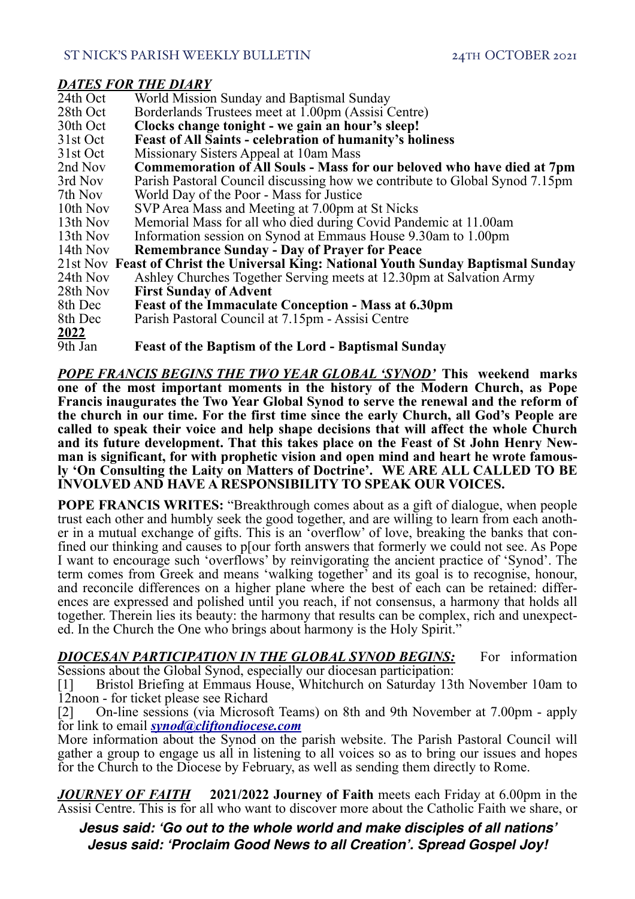## *DATES FOR THE DIARY*

| | |
|---|---|
| 24th Oct | World Mission Sunday and Baptismal Sunday |
| 28th Oct | Borderlands Trustees meet at 1.00pm (Assisi Centre) |
| 30th Oct | **Clocks change tonight - we gain an hour's sleep!** |
| 31st Oct | **Feast of All Saints - celebration of humanity's holiness** |
| 31st Oct | Missionary Sisters Appeal at 10am Mass |
| 2nd Nov | **Commemoration of All Souls - Mass for our beloved who have died at 7pm** |
| 3rd Nov | Parish Pastoral Council discussing how we contribute to Global Synod 7.15pm |
| 7th Nov | World Day of the Poor - Mass for Justice |
| 10th Nov | SVP Area Mass and Meeting at 7.00pm at St Nicks |
| 13th Nov | Memorial Mass for all who died during Covid Pandemic at 11.00am |
| 13th Nov | Information session on Synod at Emmaus House 9.30am to 1.00pm |
| 14th Nov | **Remembrance Sunday - Day of Prayer for Peace** |
| 21st Nov | **Feast of Christ the Universal King: National Youth Sunday Baptismal Sunday** |
| 24th Nov | Ashley Churches Together Serving meets at 12.30pm at Salvation Army |
| 28th Nov | **First Sunday of Advent** |
| 8th Dec | **Feast of the Immaculate Conception - Mass at 6.30pm** |
| 8th Dec | Parish Pastoral Council at 7.15pm - Assisi Centre |
| **2022** | |
| 9th Jan | **Feast of the Baptism of the Lord - Baptismal Sunday** |

***POPE FRANCIS BEGINS THE TWO YEAR GLOBAL 'SYNOD'*** **This weekend marks one of the most important moments in the history of the Modern Church, as Pope Francis inaugurates the Two Year Global Synod to serve the renewal and the reform of the church in our time. For the first time since the early Church, all God's People are called to speak their voice and help shape decisions that will affect the whole Church and its future development. That this takes place on the Feast of St John Henry Newman is significant, for with prophetic vision and open mind and heart he wrote famously 'On Consulting the Laity on Matters of Doctrine'. WE ARE ALL CALLED TO BE INVOLVED AND HAVE A RESPONSIBILITY TO SPEAK OUR VOICES.**

**POPE FRANCIS WRITES:** "Breakthrough comes about as a gift of dialogue, when people trust each other and humbly seek the good together, and are willing to learn from each another in a mutual exchange of gifts. This is an 'overflow' of love, breaking the banks that confined our thinking and causes to p[our forth answers that formerly we could not see. As Pope I want to encourage such 'overflows' by reinvigorating the ancient practice of 'Synod'. The term comes from Greek and means 'walking together' and its goal is to recognise, honour, and reconcile differences on a higher plane where the best of each can be retained: differences are expressed and polished until you reach, if not consensus, a harmony that holds all together. Therein lies its beauty: the harmony that results can be complex, rich and unexpected. In the Church the One who brings about harmony is the Holy Spirit."

***DIOCESAN PARTICIPATION IN THE GLOBAL SYNOD BEGINS:*** For information Sessions about the Global Synod, especially our diocesan participation:

[1] Bristol Briefing at Emmaus House, Whitchurch on Saturday 13th November 10am to 12noon - for ticket please see Richard

[2] On-line sessions (via Microsoft Teams) on 8th and 9th November at 7.00pm - apply for link to email ***synod@cliftondiocese.com***

More information about the Synod on the parish website. The Parish Pastoral Council will gather a group to engage us all in listening to all voices so as to bring our issues and hopes for the Church to the Diocese by February, as well as sending them directly to Rome.

***JOURNEY OF FAITH*** **2021/2022 Journey of Faith** meets each Friday at 6.00pm in the Assisi Centre. This is for all who want to discover more about the Catholic Faith we share, or

***Jesus said: 'Go out to the whole world and make disciples of all nations'***
***Jesus said: 'Proclaim Good News to all Creation'. Spread Gospel Joy!***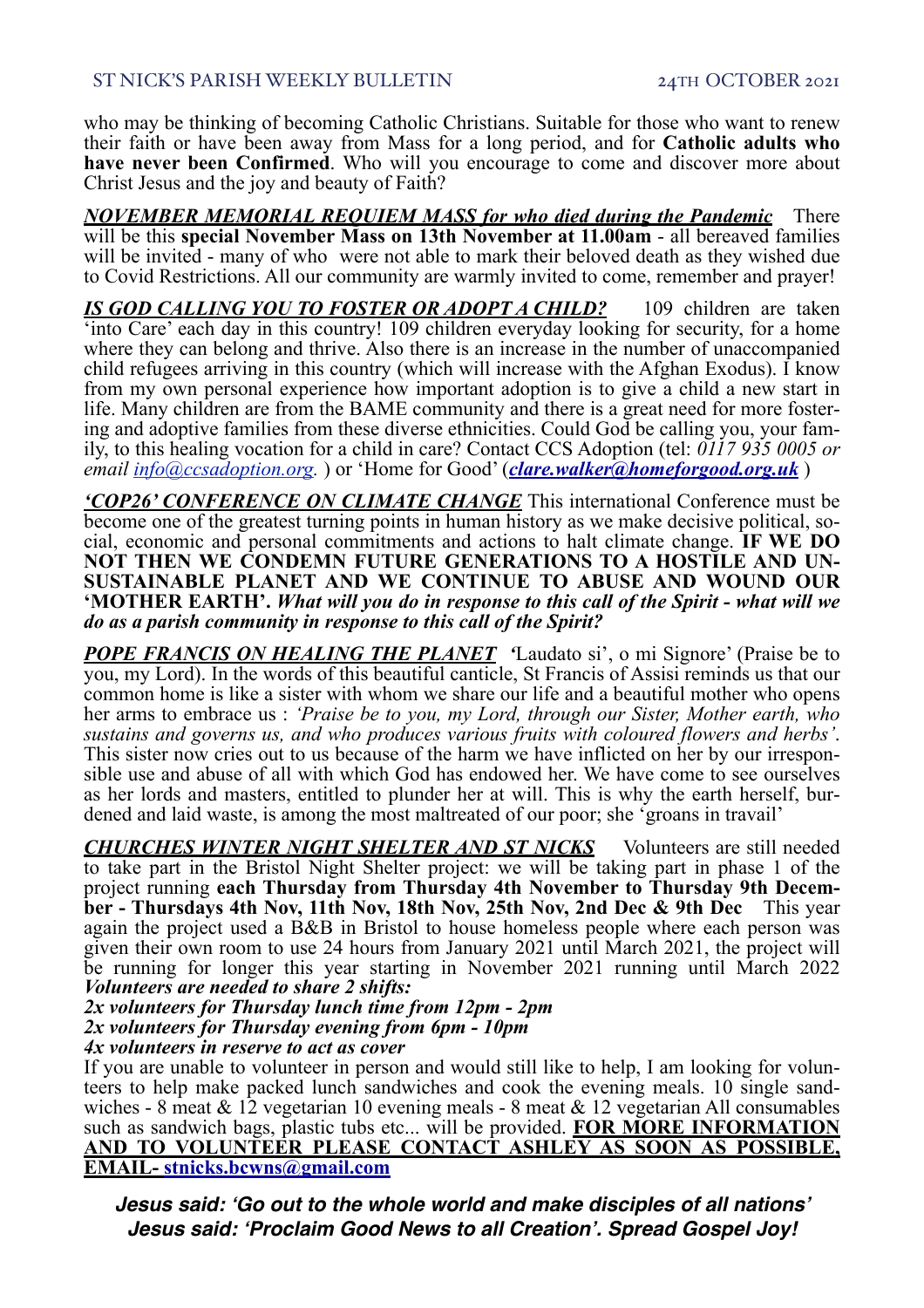who may be thinking of becoming Catholic Christians. Suitable for those who want to renew their faith or have been away from Mass for a long period, and for **Catholic adults who have never been Confirmed**. Who will you encourage to come and discover more about Christ Jesus and the joy and beauty of Faith?

***NOVEMBER MEMORIAL REQUIEM MASS for who died during the Pandemic*** There will be this **special November Mass on 13th November at 11.00am** - all bereaved families will be invited - many of who were not able to mark their beloved death as they wished due to Covid Restrictions. All our community are warmly invited to come, remember and prayer!

***IS GOD CALLING YOU TO FOSTER OR ADOPT A CHILD?*** 109 children are taken 'into Care' each day in this country! 109 children everyday looking for security, for a home where they can belong and thrive. Also there is an increase in the number of unaccompanied child refugees arriving in this country (which will increase with the Afghan Exodus). I know from my own personal experience how important adoption is to give a child a new start in life. Many children are from the BAME community and there is a great need for more fostering and adoptive families from these diverse ethnicities. Could God be calling you, your family, to this healing vocation for a child in care? Contact CCS Adoption (tel: *0117 935 0005 or email info@ccsadoption.org.* ) or 'Home for Good' (***clare.walker@homeforgood.org.uk*** )

***'COP26' CONFERENCE ON CLIMATE CHANGE*** This international Conference must be become one of the greatest turning points in human history as we make decisive political, social, economic and personal commitments and actions to halt climate change. **IF WE DO NOT THEN WE CONDEMN FUTURE GENERATIONS TO A HOSTILE AND UNSUSTAINABLE PLANET AND WE CONTINUE TO ABUSE AND WOUND OUR 'MOTHER EARTH'.** ***What will you do in response to this call of the Spirit - what will we do as a parish community in response to this call of the Spirit?***

***POPE FRANCIS ON HEALING THE PLANET*** 'Laudato si', o mi Signore' (Praise be to you, my Lord). In the words of this beautiful canticle, St Francis of Assisi reminds us that our common home is like a sister with whom we share our life and a beautiful mother who opens her arms to embrace us : *'Praise be to you, my Lord, through our Sister, Mother earth, who sustains and governs us, and who produces various fruits with coloured flowers and herbs'*. This sister now cries out to us because of the harm we have inflicted on her by our irresponsible use and abuse of all with which God has endowed her. We have come to see ourselves as her lords and masters, entitled to plunder her at will. This is why the earth herself, burdened and laid waste, is among the most maltreated of our poor; she 'groans in travail'

***CHURCHES WINTER NIGHT SHELTER AND ST NICKS*** Volunteers are still needed to take part in the Bristol Night Shelter project: we will be taking part in phase 1 of the project running **each Thursday from Thursday 4th November to Thursday 9th December - Thursdays 4th Nov, 11th Nov, 18th Nov, 25th Nov, 2nd Dec & 9th Dec** This year again the project used a B&B in Bristol to house homeless people where each person was given their own room to use 24 hours from January 2021 until March 2021, the project will be running for longer this year starting in November 2021 running until March 2022
***Volunteers are needed to share 2 shifts:***
***2x volunteers for Thursday lunch time from 12pm - 2pm***
***2x volunteers for Thursday evening from 6pm - 10pm***
***4x volunteers in reserve to act as cover***
If you are unable to volunteer in person and would still like to help, I am looking for volunteers to help make packed lunch sandwiches and cook the evening meals. 10 single sandwiches - 8 meat & 12 vegetarian 10 evening meals - 8 meat & 12 vegetarian All consumables such as sandwich bags, plastic tubs etc... will be provided. **FOR MORE INFORMATION AND TO VOLUNTEER PLEASE CONTACT ASHLEY AS SOON AS POSSIBLE, EMAIL- stnicks.bcwns@gmail.com**

***Jesus said: 'Go out to the whole world and make disciples of all nations'***
***Jesus said: 'Proclaim Good News to all Creation'. Spread Gospel Joy!***